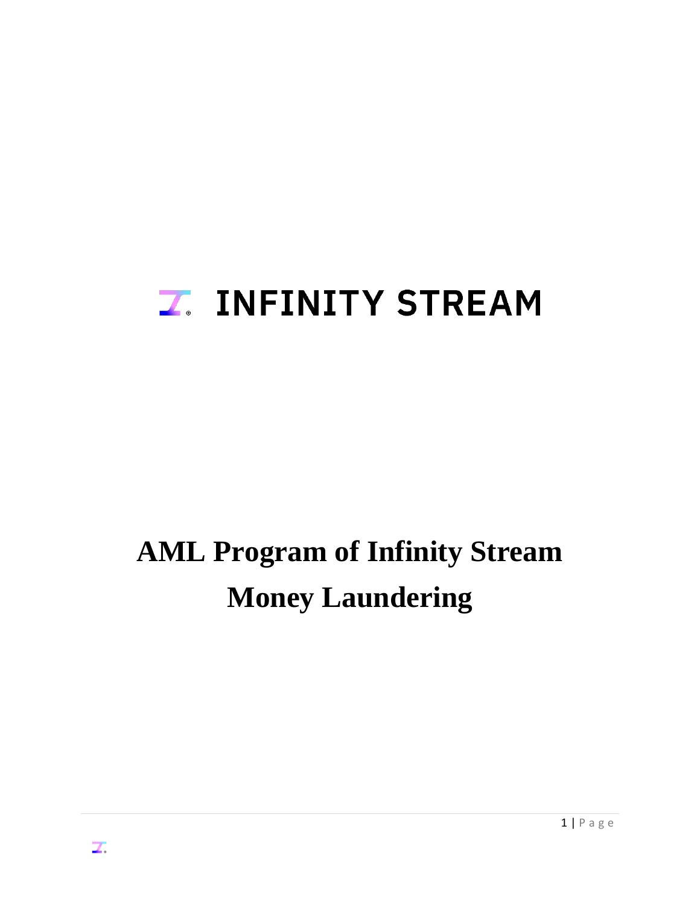# INFINITY STREAM

# AML Program of Infinity Stream
# Money Laundering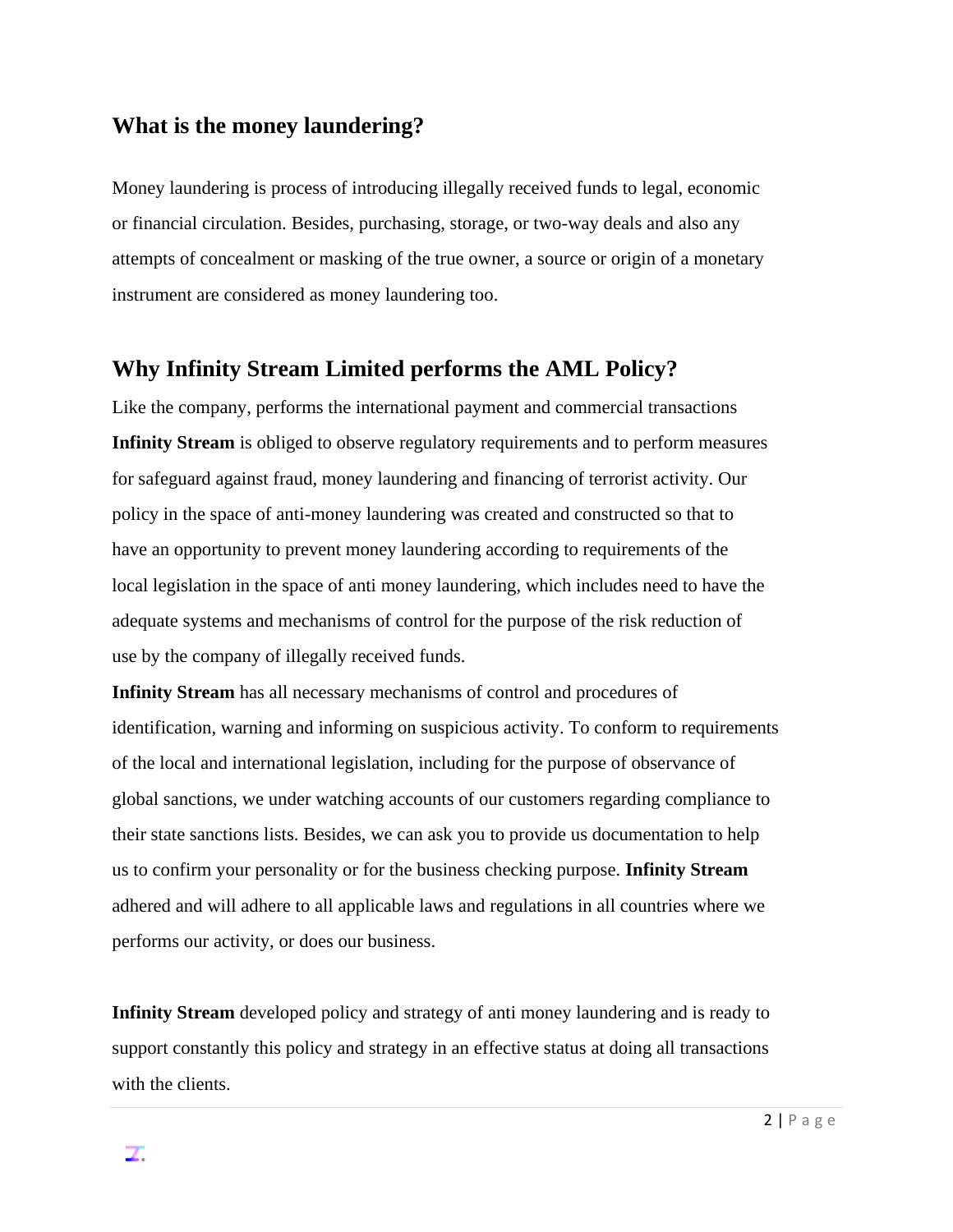## What is the money laundering?

Money laundering is process of introducing illegally received funds to legal, economic or financial circulation. Besides, purchasing, storage, or two-way deals and also any attempts of concealment or masking of the true owner, a source or origin of a monetary instrument are considered as money laundering too.

## Why Infinity Stream Limited performs the AML Policy?

Like the company, performs the international payment and commercial transactions **Infinity Stream** is obliged to observe regulatory requirements and to perform measures for safeguard against fraud, money laundering and financing of terrorist activity. Our policy in the space of anti-money laundering was created and constructed so that to have an opportunity to prevent money laundering according to requirements of the local legislation in the space of anti money laundering, which includes need to have the adequate systems and mechanisms of control for the purpose of the risk reduction of use by the company of illegally received funds.

**Infinity Stream** has all necessary mechanisms of control and procedures of identification, warning and informing on suspicious activity. To conform to requirements of the local and international legislation, including for the purpose of observance of global sanctions, we under watching accounts of our customers regarding compliance to their state sanctions lists. Besides, we can ask you to provide us documentation to help us to confirm your personality or for the business checking purpose. **Infinity Stream** adhered and will adhere to all applicable laws and regulations in all countries where we performs our activity, or does our business.

**Infinity Stream** developed policy and strategy of anti money laundering and is ready to support constantly this policy and strategy in an effective status at doing all transactions with the clients.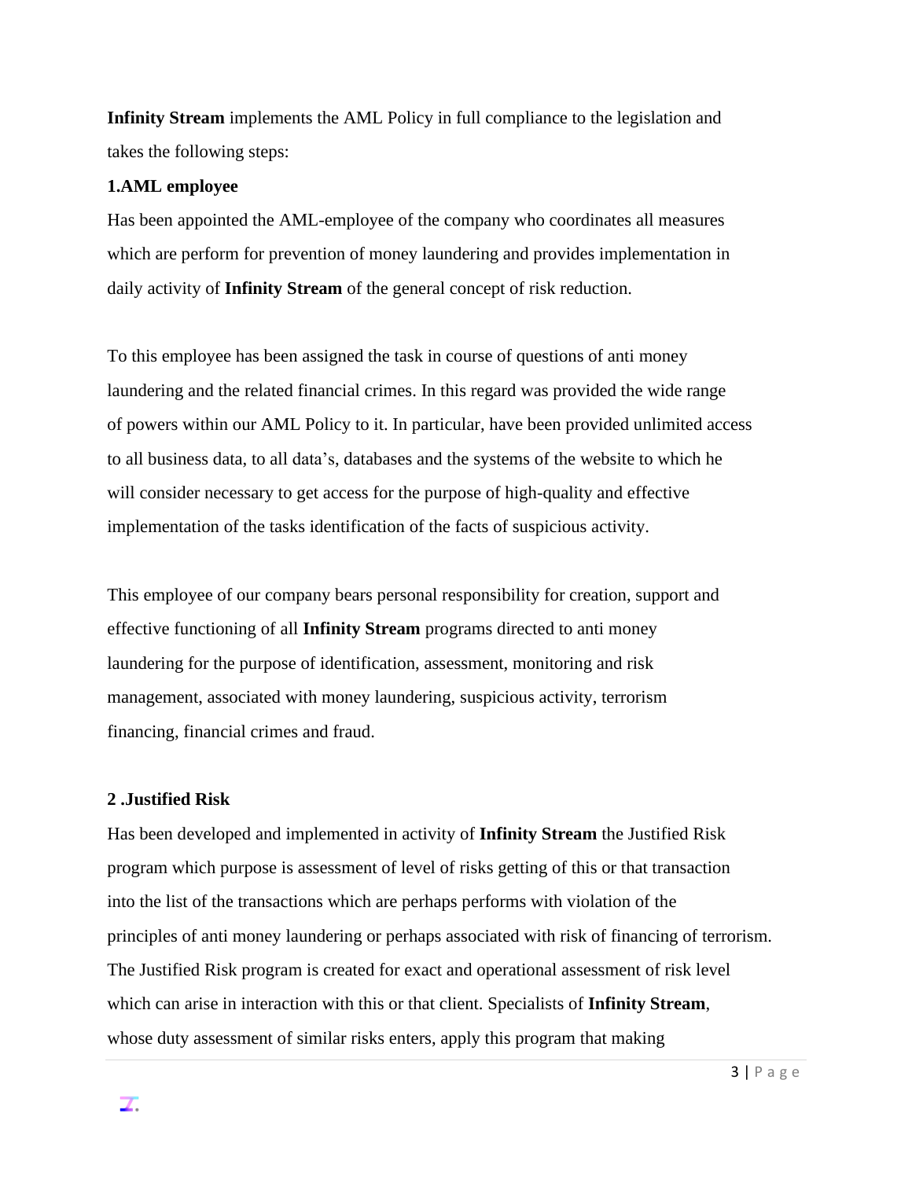**Infinity Stream** implements the AML Policy in full compliance to the legislation and takes the following steps:

**1.AML employee**

Has been appointed the AML-employee of the company who coordinates all measures which are perform for prevention of money laundering and provides implementation in daily activity of **Infinity Stream** of the general concept of risk reduction.

To this employee has been assigned the task in course of questions of anti money laundering and the related financial crimes. In this regard was provided the wide range of powers within our AML Policy to it. In particular, have been provided unlimited access to all business data, to all data's, databases and the systems of the website to which he will consider necessary to get access for the purpose of high-quality and effective implementation of the tasks identification of the facts of suspicious activity.

This employee of our company bears personal responsibility for creation, support and effective functioning of all **Infinity Stream** programs directed to anti money laundering for the purpose of identification, assessment, monitoring and risk management, associated with money laundering, suspicious activity, terrorism financing, financial crimes and fraud.

**2 .Justified Risk**

Has been developed and implemented in activity of **Infinity Stream** the Justified Risk program which purpose is assessment of level of risks getting of this or that transaction into the list of the transactions which are perhaps performs with violation of the principles of anti money laundering or perhaps associated with risk of financing of terrorism. The Justified Risk program is created for exact and operational assessment of risk level which can arise in interaction with this or that client. Specialists of **Infinity Stream**, whose duty assessment of similar risks enters, apply this program that making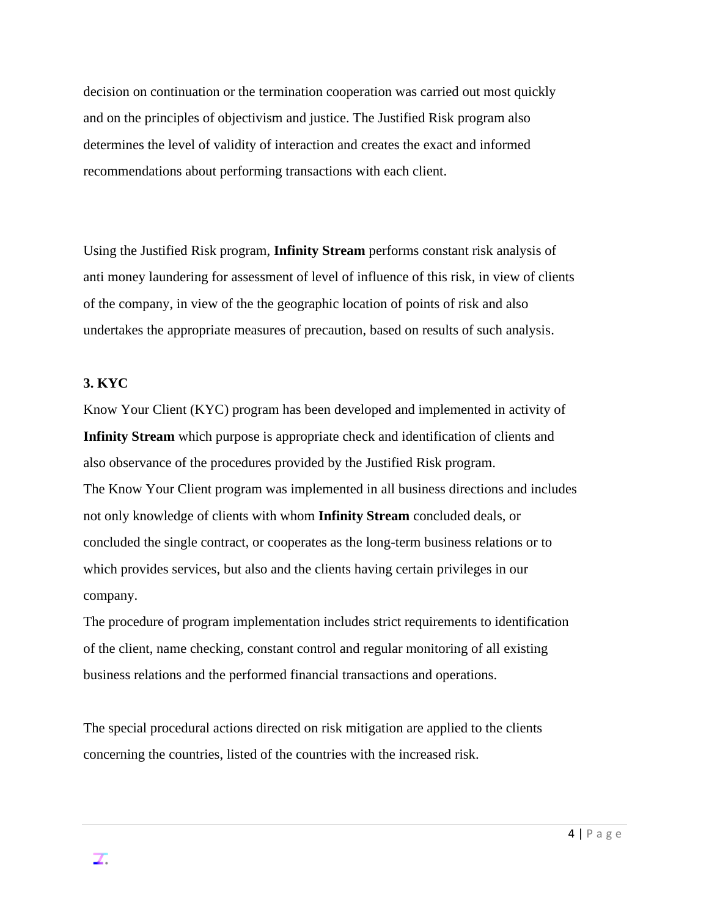decision on continuation or the termination cooperation was carried out most quickly and on the principles of objectivism and justice. The Justified Risk program also determines the level of validity of interaction and creates the exact and informed recommendations about performing transactions with each client.

Using the Justified Risk program, **Infinity Stream** performs constant risk analysis of anti money laundering for assessment of level of influence of this risk, in view of clients of the company, in view of the the geographic location of points of risk and also undertakes the appropriate measures of precaution, based on results of such analysis.

**3. KYC**

Know Your Client (KYC) program has been developed and implemented in activity of **Infinity Stream** which purpose is appropriate check and identification of clients and also observance of the procedures provided by the Justified Risk program.
The Know Your Client program was implemented in all business directions and includes not only knowledge of clients with whom **Infinity Stream** concluded deals, or concluded the single contract, or cooperates as the long-term business relations or to which provides services, but also and the clients having certain privileges in our company.
The procedure of program implementation includes strict requirements to identification of the client, name checking, constant control and regular monitoring of all existing business relations and the performed financial transactions and operations.

The special procedural actions directed on risk mitigation are applied to the clients concerning the countries, listed of the countries with the increased risk.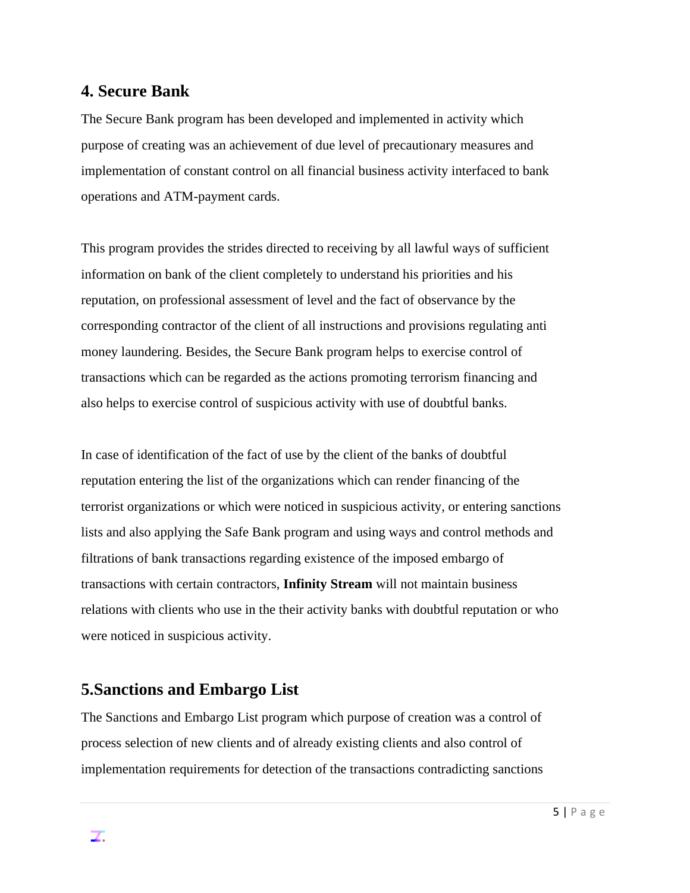## 4. Secure Bank

The Secure Bank program has been developed and implemented in activity which purpose of creating was an achievement of due level of precautionary measures and implementation of constant control on all financial business activity interfaced to bank operations and ATM-payment cards.

This program provides the strides directed to receiving by all lawful ways of sufficient information on bank of the client completely to understand his priorities and his reputation, on professional assessment of level and the fact of observance by the corresponding contractor of the client of all instructions and provisions regulating anti money laundering. Besides, the Secure Bank program helps to exercise control of transactions which can be regarded as the actions promoting terrorism financing and also helps to exercise control of suspicious activity with use of doubtful banks.

In case of identification of the fact of use by the client of the banks of doubtful reputation entering the list of the organizations which can render financing of the terrorist organizations or which were noticed in suspicious activity, or entering sanctions lists and also applying the Safe Bank program and using ways and control methods and filtrations of bank transactions regarding existence of the imposed embargo of transactions with certain contractors, **Infinity Stream** will not maintain business relations with clients who use in the their activity banks with doubtful reputation or who were noticed in suspicious activity.

## 5.Sanctions and Embargo List

The Sanctions and Embargo List program which purpose of creation was a control of process selection of new clients and of already existing clients and also control of implementation requirements for detection of the transactions contradicting sanctions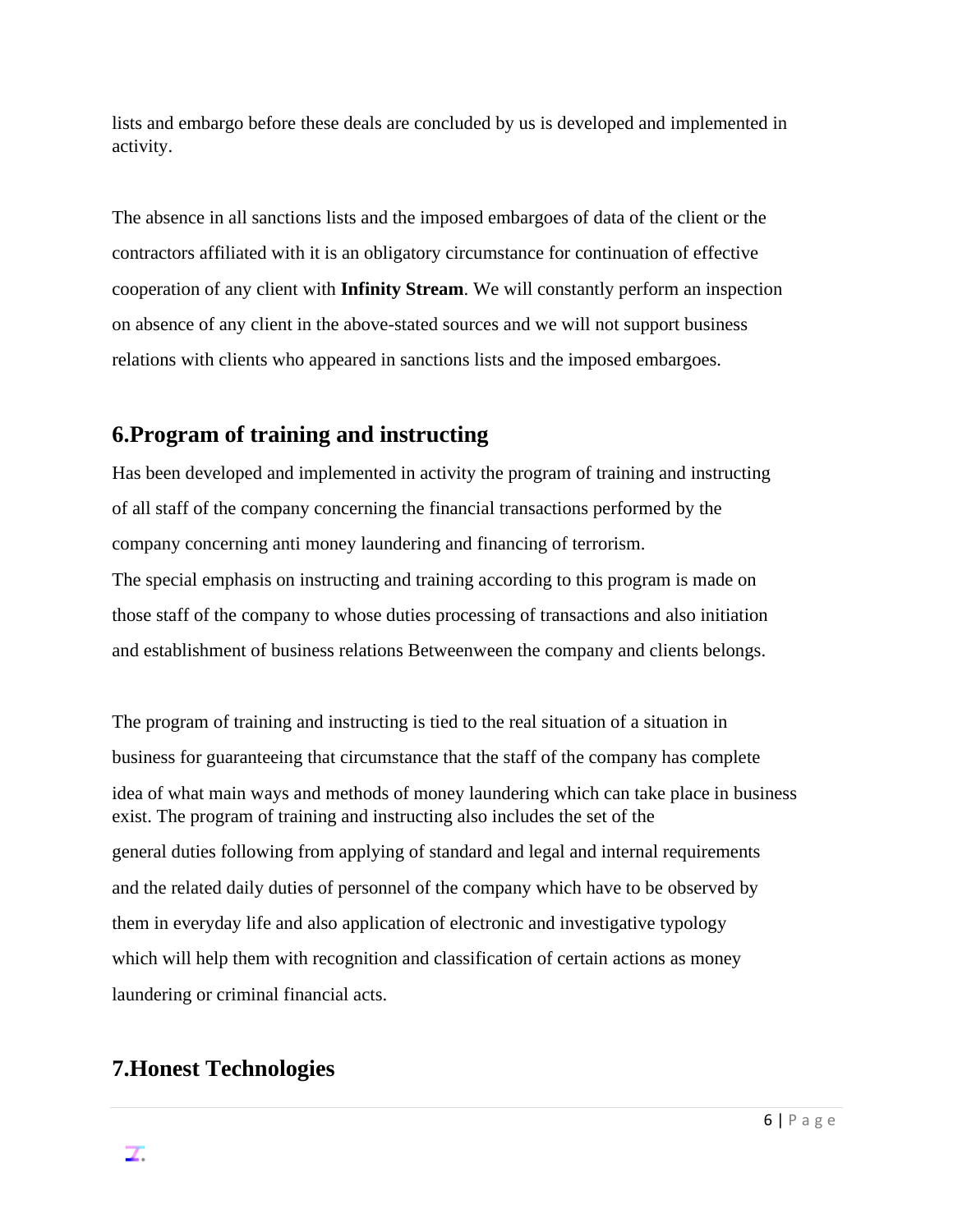lists and embargo before these deals are concluded by us is developed and implemented in activity.

The absence in all sanctions lists and the imposed embargoes of data of the client or the contractors affiliated with it is an obligatory circumstance for continuation of effective cooperation of any client with **Infinity Stream**. We will constantly perform an inspection on absence of any client in the above-stated sources and we will not support business relations with clients who appeared in sanctions lists and the imposed embargoes.

## 6.Program of training and instructing

Has been developed and implemented in activity the program of training and instructing of all staff of the company concerning the financial transactions performed by the company concerning anti money laundering and financing of terrorism.
The special emphasis on instructing and training according to this program is made on those staff of the company to whose duties processing of transactions and also initiation and establishment of business relations Betweenween the company and clients belongs.

The program of training and instructing is tied to the real situation of a situation in business for guaranteeing that circumstance that the staff of the company has complete idea of what main ways and methods of money laundering which can take place in business exist. The program of training and instructing also includes the set of the general duties following from applying of standard and legal and internal requirements and the related daily duties of personnel of the company which have to be observed by them in everyday life and also application of electronic and investigative typology which will help them with recognition and classification of certain actions as money laundering or criminal financial acts.

## 7.Honest Technologies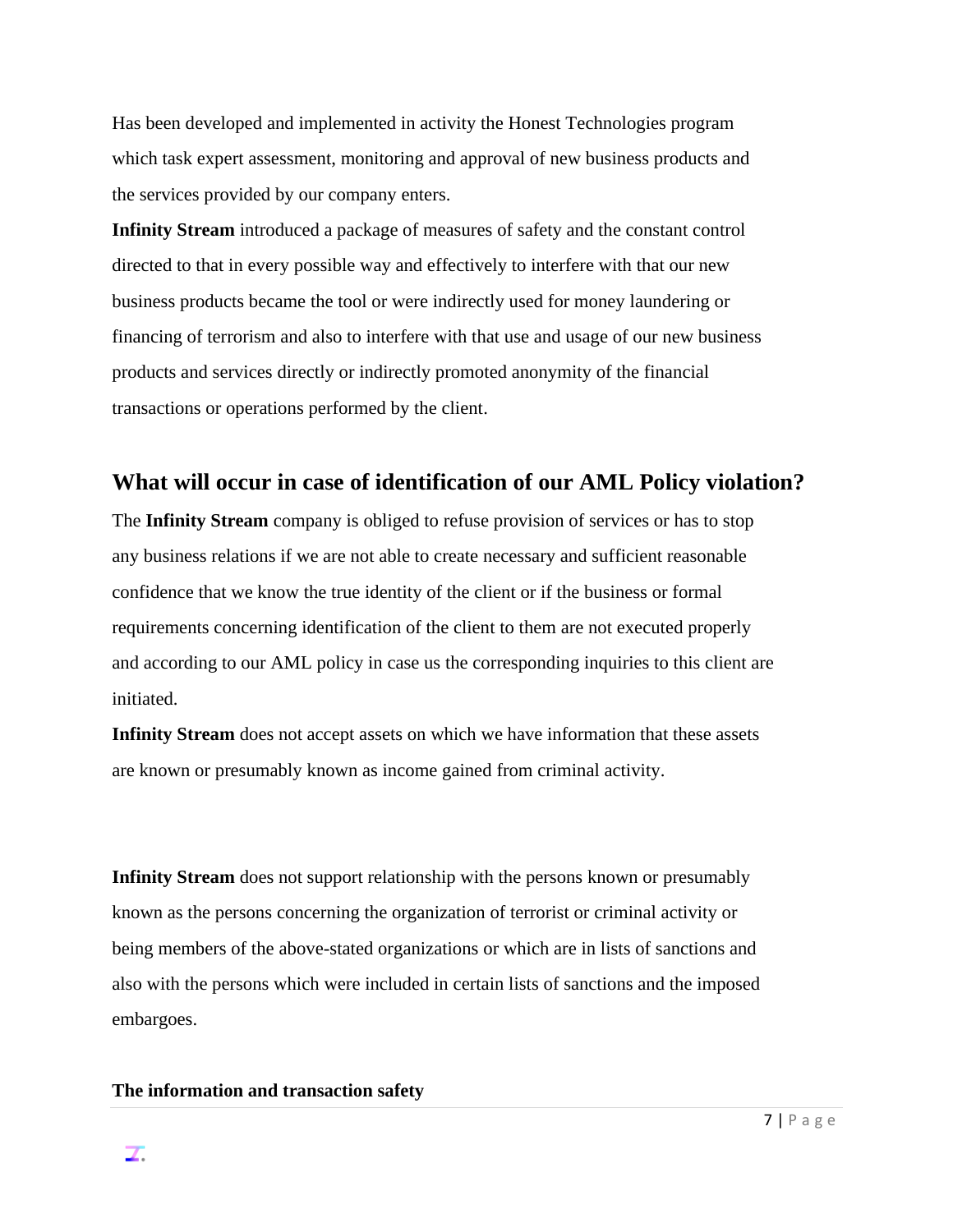Has been developed and implemented in activity the Honest Technologies program which task expert assessment, monitoring and approval of new business products and the services provided by our company enters.

**Infinity Stream** introduced a package of measures of safety and the constant control directed to that in every possible way and effectively to interfere with that our new business products became the tool or were indirectly used for money laundering or financing of terrorism and also to interfere with that use and usage of our new business products and services directly or indirectly promoted anonymity of the financial transactions or operations performed by the client.

## What will occur in case of identification of our AML Policy violation?

The **Infinity Stream** company is obliged to refuse provision of services or has to stop any business relations if we are not able to create necessary and sufficient reasonable confidence that we know the true identity of the client or if the business or formal requirements concerning identification of the client to them are not executed properly and according to our AML policy in case us the corresponding inquiries to this client are initiated.

**Infinity Stream** does not accept assets on which we have information that these assets are known or presumably known as income gained from criminal activity.

**Infinity Stream** does not support relationship with the persons known or presumably known as the persons concerning the organization of terrorist or criminal activity or being members of the above-stated organizations or which are in lists of sanctions and also with the persons which were included in certain lists of sanctions and the imposed embargoes.

**The information and transaction safety**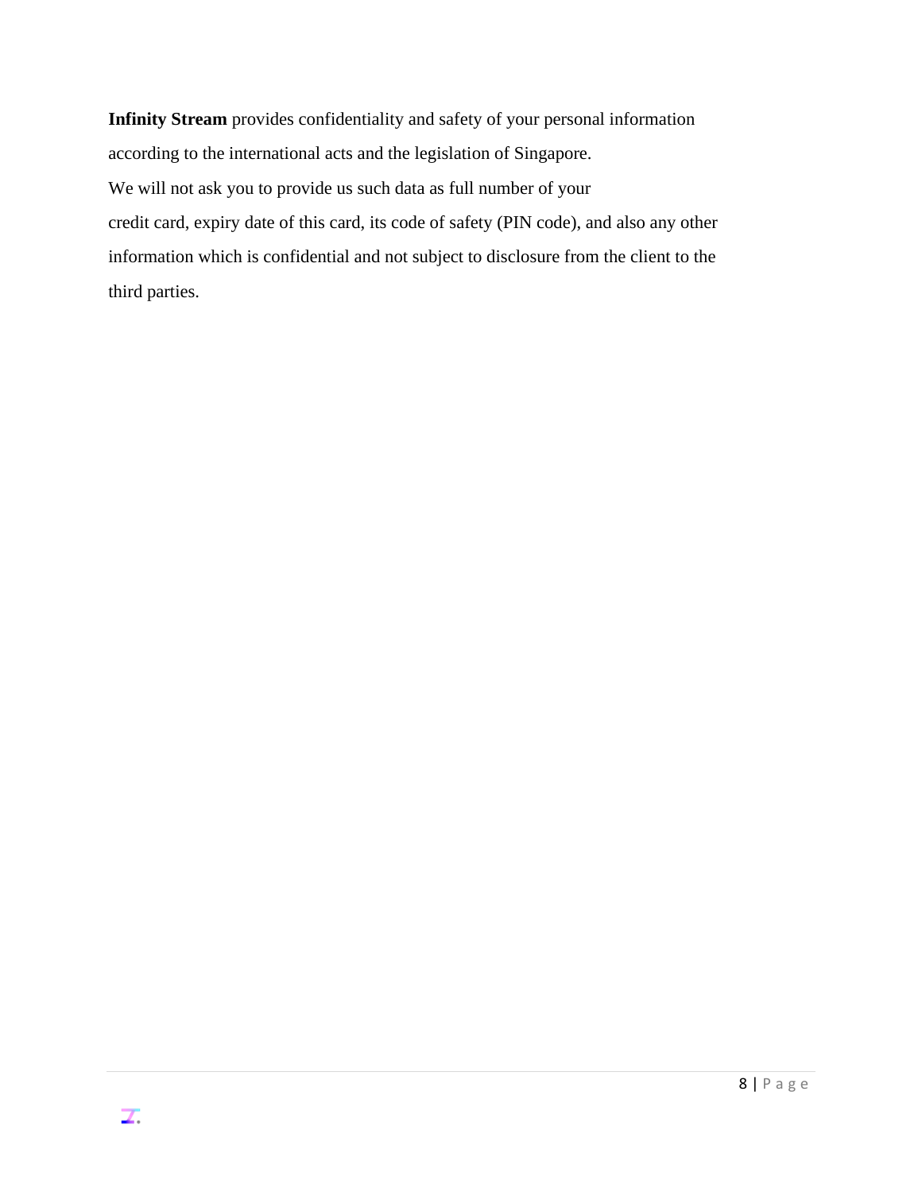**Infinity Stream** provides confidentiality and safety of your personal information according to the international acts and the legislation of Singapore.

We will not ask you to provide us such data as full number of your credit card, expiry date of this card, its code of safety (PIN code), and also any other information which is confidential and not subject to disclosure from the client to the third parties.